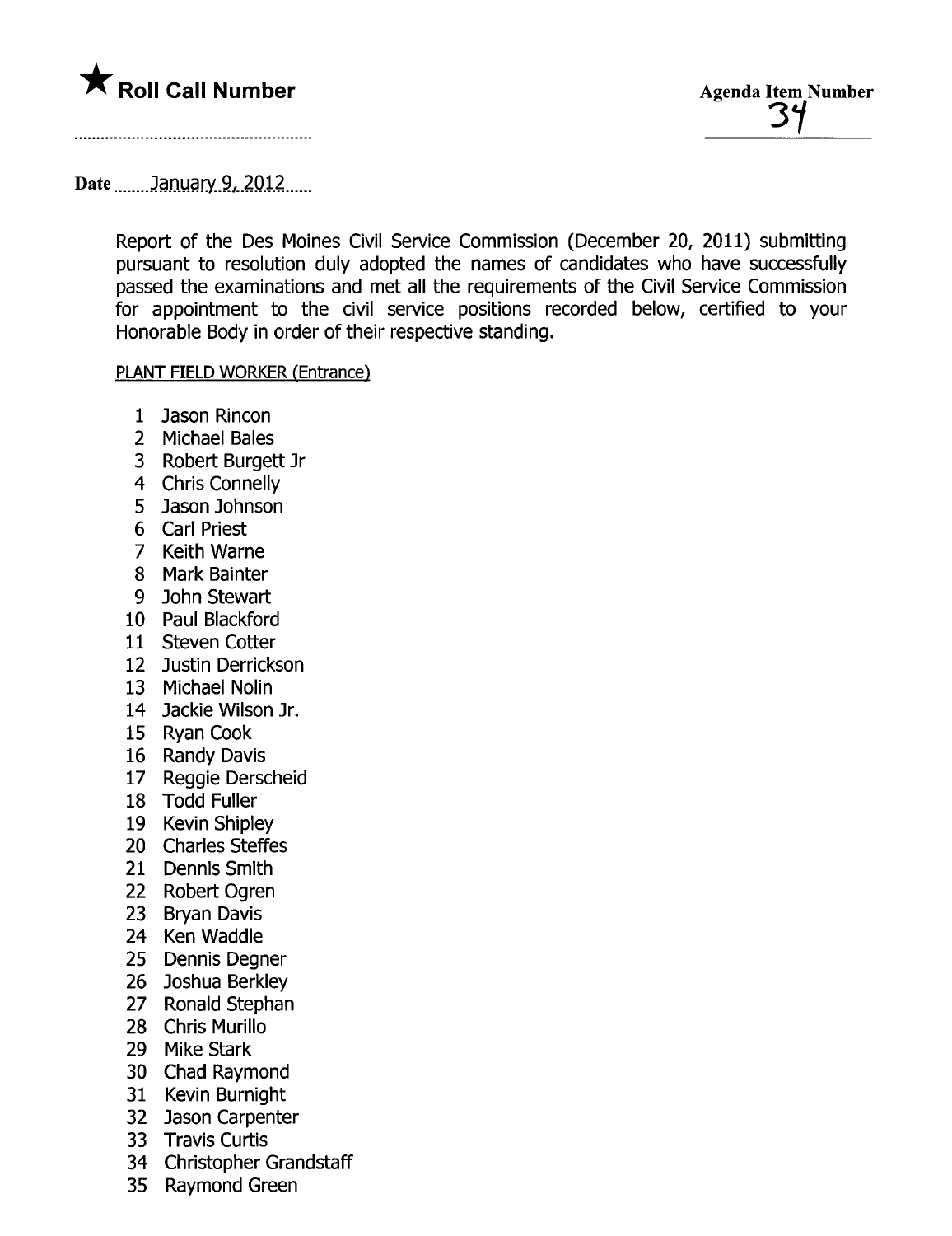★ **Roll Call Number**

Agenda Item Number
34

Date January 9, 2012

Report of the Des Moines Civil Service Commission (December 20, 2011) submitting pursuant to resolution duly adopted the names of candidates who have successfully passed the examinations and met all the requirements of the Civil Service Commission for appointment to the civil service positions recorded below, certified to your Honorable Body in order of their respective standing.

PLANT FIELD WORKER (Entrance)

1 Jason Rincon
2 Michael Bales
3 Robert Burgett Jr
4 Chris Connelly
5 Jason Johnson
6 Carl Priest
7 Keith Warne
8 Mark Bainter
9 John Stewart
10 Paul Blackford
11 Steven Cotter
12 Justin Derrickson
13 Michael Nolin
14 Jackie Wilson Jr.
15 Ryan Cook
16 Randy Davis
17 Reggie Derscheid
18 Todd Fuller
19 Kevin Shipley
20 Charles Steffes
21 Dennis Smith
22 Robert Ogren
23 Bryan Davis
24 Ken Waddle
25 Dennis Degner
26 Joshua Berkley
27 Ronald Stephan
28 Chris Murillo
29 Mike Stark
30 Chad Raymond
31 Kevin Burnight
32 Jason Carpenter
33 Travis Curtis
34 Christopher Grandstaff
35 Raymond Green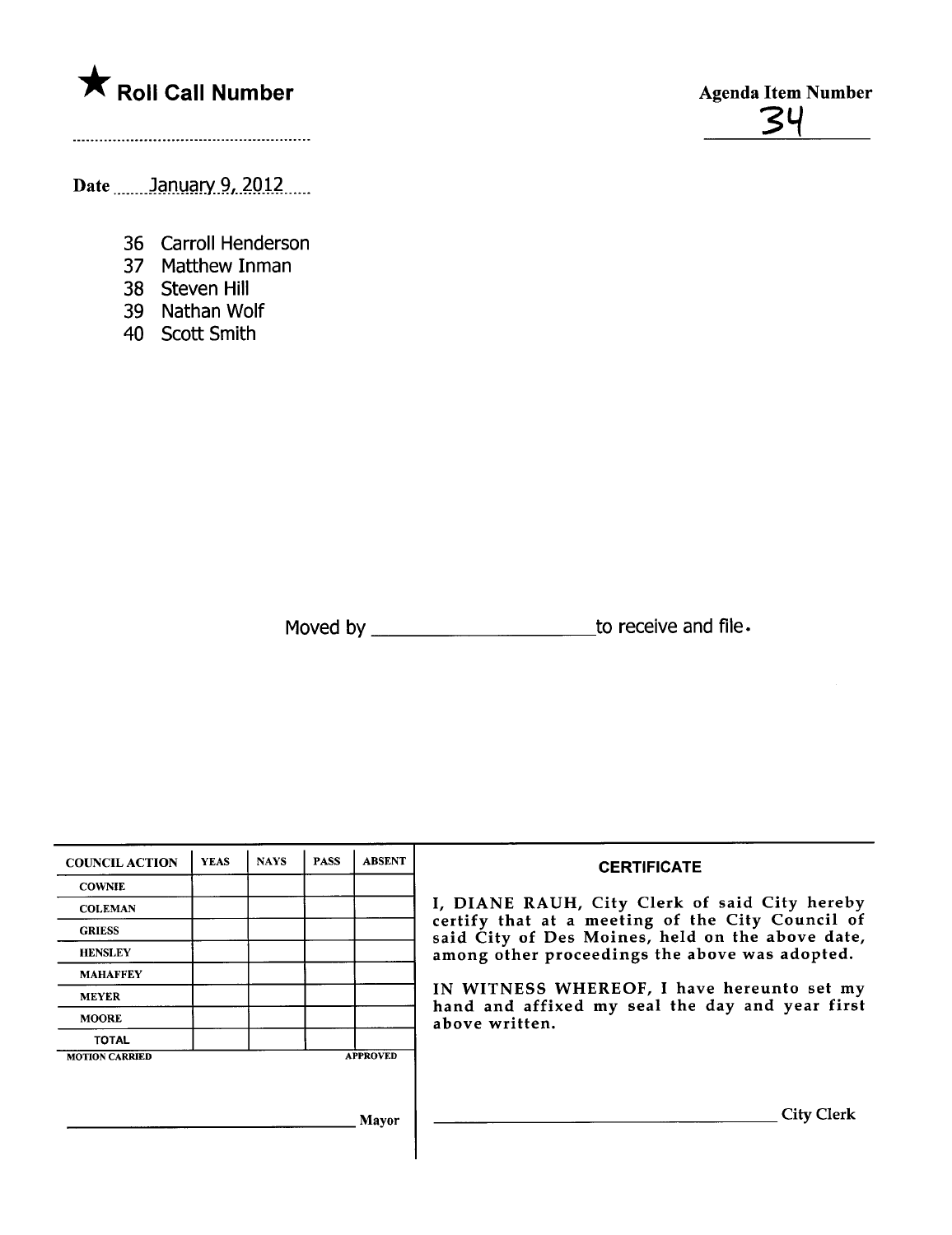★ **Roll Call Number**

..........................................................

**Agenda Item Number**

34

Date ......January 9, 2012......

36 Carroll Henderson
37 Matthew Inman
38 Steven Hill
39 Nathan Wolf
40 Scott Smith

Moved by ______________________to receive and file.

| COUNCIL ACTION | YEAS | NAYS | PASS | ABSENT |
|---|---|---|---|---|
| COWNIE | | | | |
| COLEMAN | | | | |
| GRIESS | | | | |
| HENSLEY | | | | |
| MAHAFFEY | | | | |
| MEYER | | | | |
| MOORE | | | | |
| TOTAL | | | | |
| MOTION CARRIED | | | | APPROVED |

______________________________ Mayor

**CERTIFICATE**

I, DIANE RAUH, City Clerk of said City hereby certify that at a meeting of the City Council of said City of Des Moines, held on the above date, among other proceedings the above was adopted.

IN WITNESS WHEREOF, I have hereunto set my hand and affixed my seal the day and year first above written.

______________________________ City Clerk